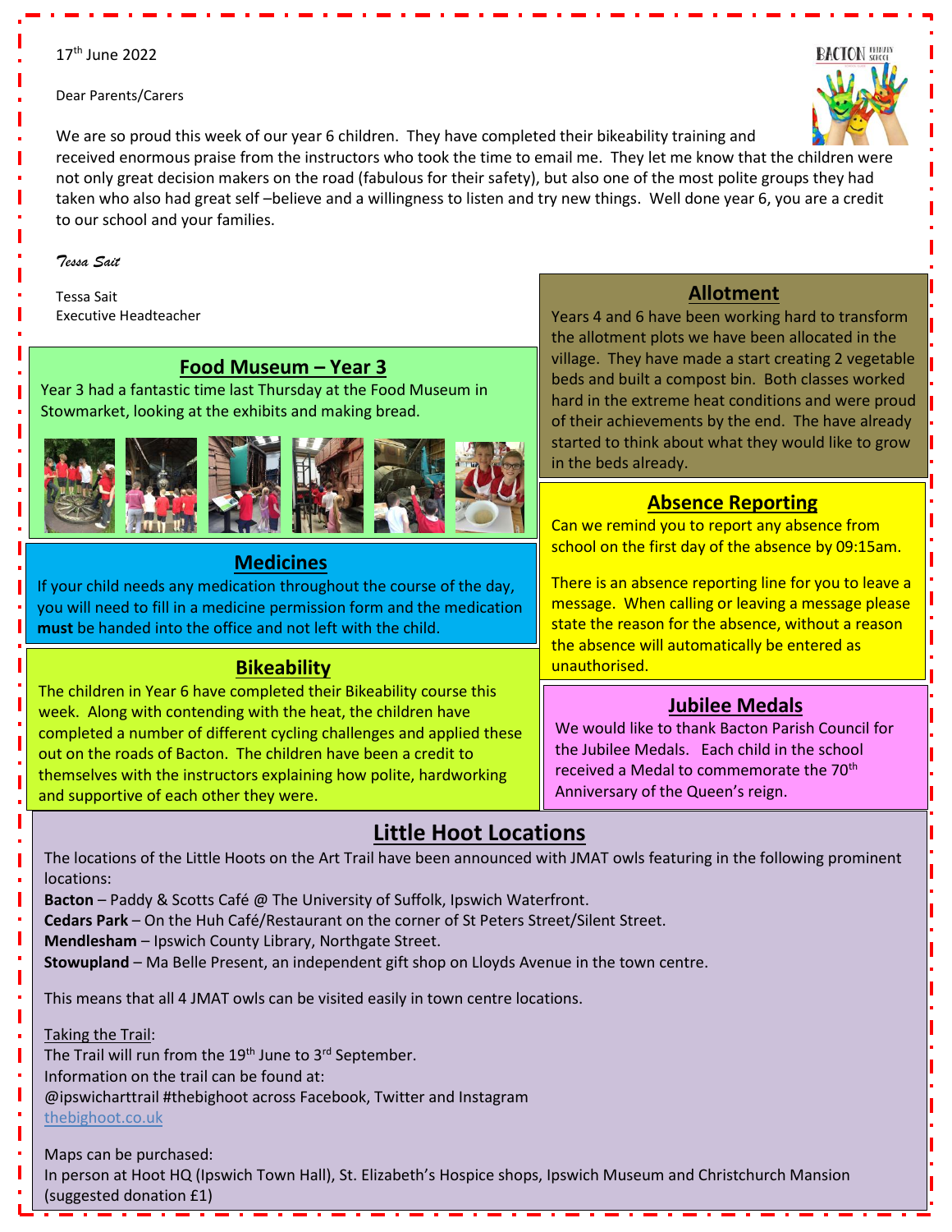17th June 2022

Dear Parents/Carers

We are so proud this week of our year 6 children. They have completed their bikeability training and received enormous praise from the instructors who took the time to email me. They let me know that the children were not only great decision makers on the road (fabulous for their safety), but also one of the most polite groups they had taken who also had great self –believe and a willingness to listen and try new things. Well done year 6, you are a credit to our school and your families.

*Tessa Sait*

Tessa Sait
Executive Headteacher

## Food Museum – Year 3

Year 3 had a fantastic time last Thursday at the Food Museum in Stowmarket, looking at the exhibits and making bread.

## Medicines

If your child needs any medication throughout the course of the day, you will need to fill in a medicine permission form and the medication **must** be handed into the office and not left with the child.

## Bikeability

The children in Year 6 have completed their Bikeability course this week. Along with contending with the heat, the children have completed a number of different cycling challenges and applied these out on the roads of Bacton. The children have been a credit to themselves with the instructors explaining how polite, hardworking and supportive of each other they were.

## Allotment

Years 4 and 6 have been working hard to transform the allotment plots we have been allocated in the village. They have made a start creating 2 vegetable beds and built a compost bin. Both classes worked hard in the extreme heat conditions and were proud of their achievements by the end. The have already started to think about what they would like to grow in the beds already.

## Absence Reporting

Can we remind you to report any absence from school on the first day of the absence by 09:15am.

There is an absence reporting line for you to leave a message. When calling or leaving a message please state the reason for the absence, without a reason the absence will automatically be entered as unauthorised.

## Jubilee Medals

We would like to thank Bacton Parish Council for the Jubilee Medals. Each child in the school received a Medal to commemorate the 70th Anniversary of the Queen's reign.

## Little Hoot Locations

The locations of the Little Hoots on the Art Trail have been announced with JMAT owls featuring in the following prominent locations:

**Bacton** – Paddy & Scotts Café @ The University of Suffolk, Ipswich Waterfront.
**Cedars Park** – On the Huh Café/Restaurant on the corner of St Peters Street/Silent Street.
**Mendlesham** – Ipswich County Library, Northgate Street.
**Stowupland** – Ma Belle Present, an independent gift shop on Lloyds Avenue in the town centre.

This means that all 4 JMAT owls can be visited easily in town centre locations.

Taking the Trail:
The Trail will run from the 19th June to 3rd September.
Information on the trail can be found at:
@ipswicharttrail #thebighoot across Facebook, Twitter and Instagram
thebighoot.co.uk

Maps can be purchased:
In person at Hoot HQ (Ipswich Town Hall), St. Elizabeth's Hospice shops, Ipswich Museum and Christchurch Mansion (suggested donation £1)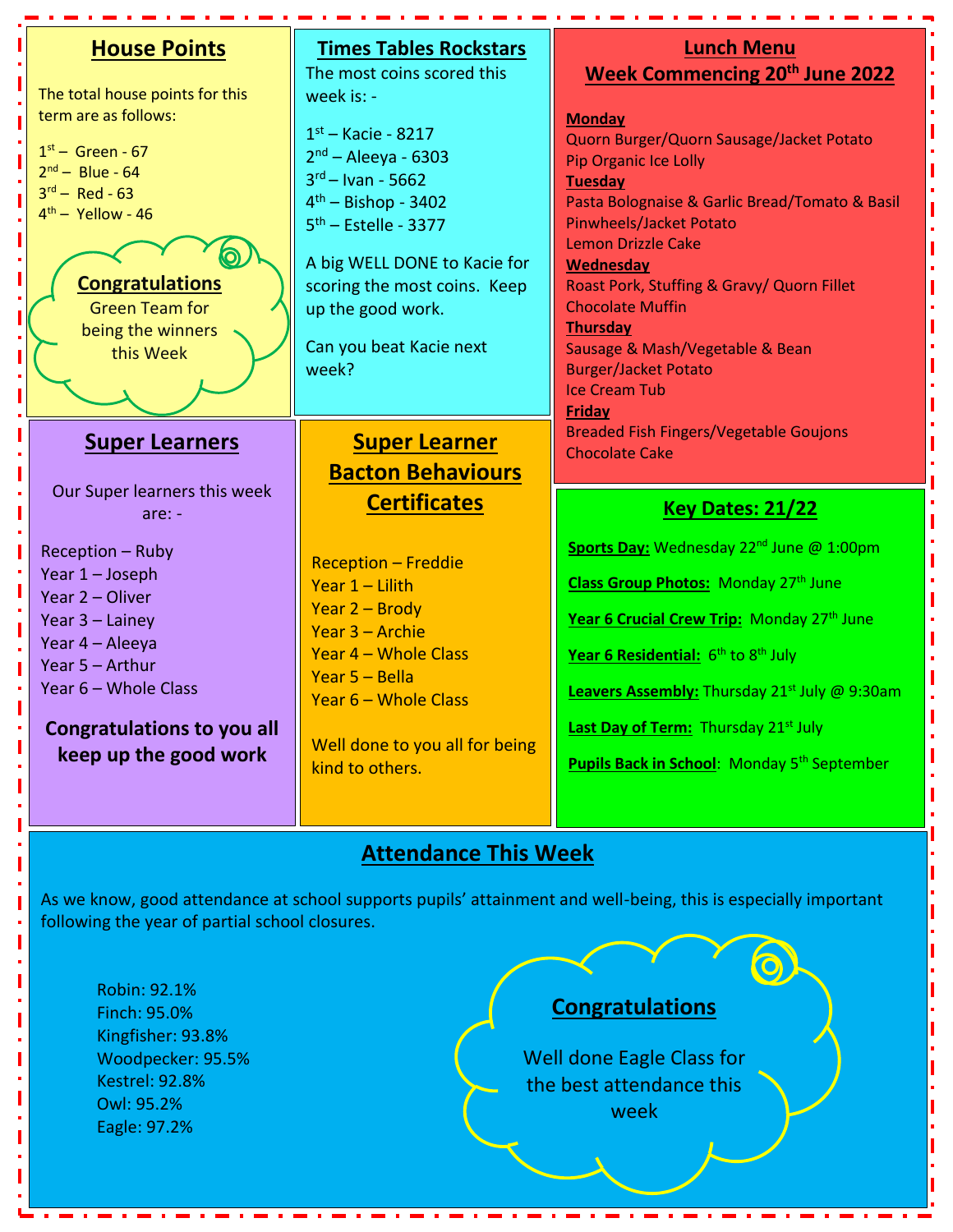## House Points

The total house points for this term are as follows:

1st – Green - 67
2nd – Blue - 64
3rd – Red - 63
4th – Yellow - 46

**Congratulations**
Green Team for being the winners this Week

## Times Tables Rockstars

The most coins scored this week is: -

1st – Kacie - 8217
2nd – Aleeya - 6303
3rd – Ivan - 5662
4th – Bishop - 3402
5th – Estelle - 3377

A big WELL DONE to Kacie for scoring the most coins. Keep up the good work.

Can you beat Kacie next week?

## Lunch Menu
## Week Commencing 20th June 2022

**Monday**
Quorn Burger/Quorn Sausage/Jacket Potato
Pip Organic Ice Lolly

**Tuesday**
Pasta Bolognaise & Garlic Bread/Tomato & Basil Pinwheels/Jacket Potato
Lemon Drizzle Cake

**Wednesday**
Roast Pork, Stuffing & Gravy/ Quorn Fillet
Chocolate Muffin

**Thursday**
Sausage & Mash/Vegetable & Bean Burger/Jacket Potato
Ice Cream Tub

**Friday**
Breaded Fish Fingers/Vegetable Goujons
Chocolate Cake

## Super Learners

Our Super learners this week are: -

Reception – Ruby
Year 1 – Joseph
Year 2 – Oliver
Year 3 – Lainey
Year 4 – Aleeya
Year 5 – Arthur
Year 6 – Whole Class

**Congratulations to you all keep up the good work**

## Super Learner Bacton Behaviours Certificates

Reception – Freddie
Year 1 – Lilith
Year 2 – Brody
Year 3 – Archie
Year 4 – Whole Class
Year 5 – Bella
Year 6 – Whole Class

Well done to you all for being kind to others.

## Key Dates: 21/22

**Sports Day:** Wednesday 22nd June @ 1:00pm

**Class Group Photos:** Monday 27th June

**Year 6 Crucial Crew Trip:** Monday 27th June

**Year 6 Residential:** 6th to 8th July

**Leavers Assembly:** Thursday 21st July @ 9:30am

**Last Day of Term:** Thursday 21st July

**Pupils Back in School**: Monday 5th September

## Attendance This Week

As we know, good attendance at school supports pupils' attainment and well-being, this is especially important following the year of partial school closures.

Robin: 92.1%
Finch: 95.0%
Kingfisher: 93.8%
Woodpecker: 95.5%
Kestrel: 92.8%
Owl: 95.2%
Eagle: 97.2%

**Congratulations**

Well done Eagle Class for the best attendance this week